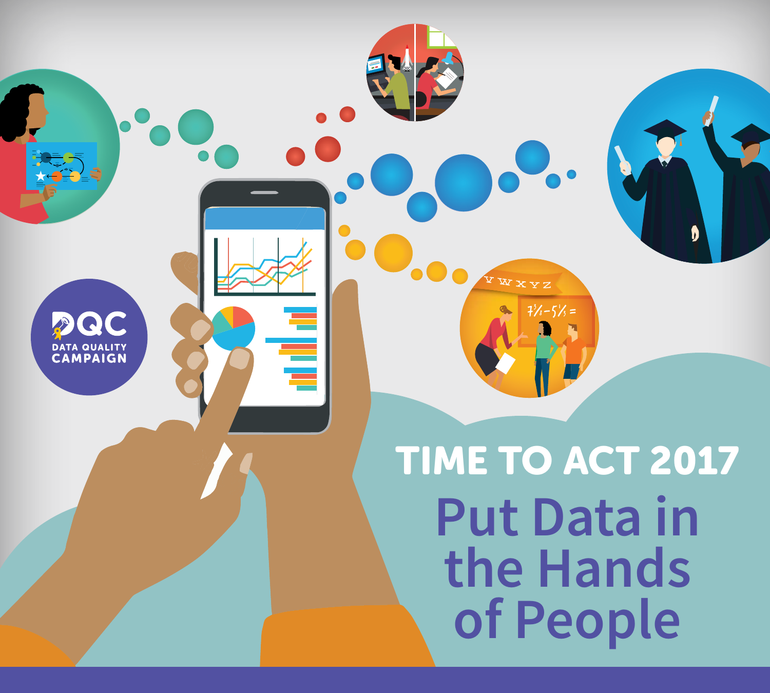DQC DATA QUALITY CAMPAIGN

# TIME TO ACT 2017

# Put Data in the Hands of People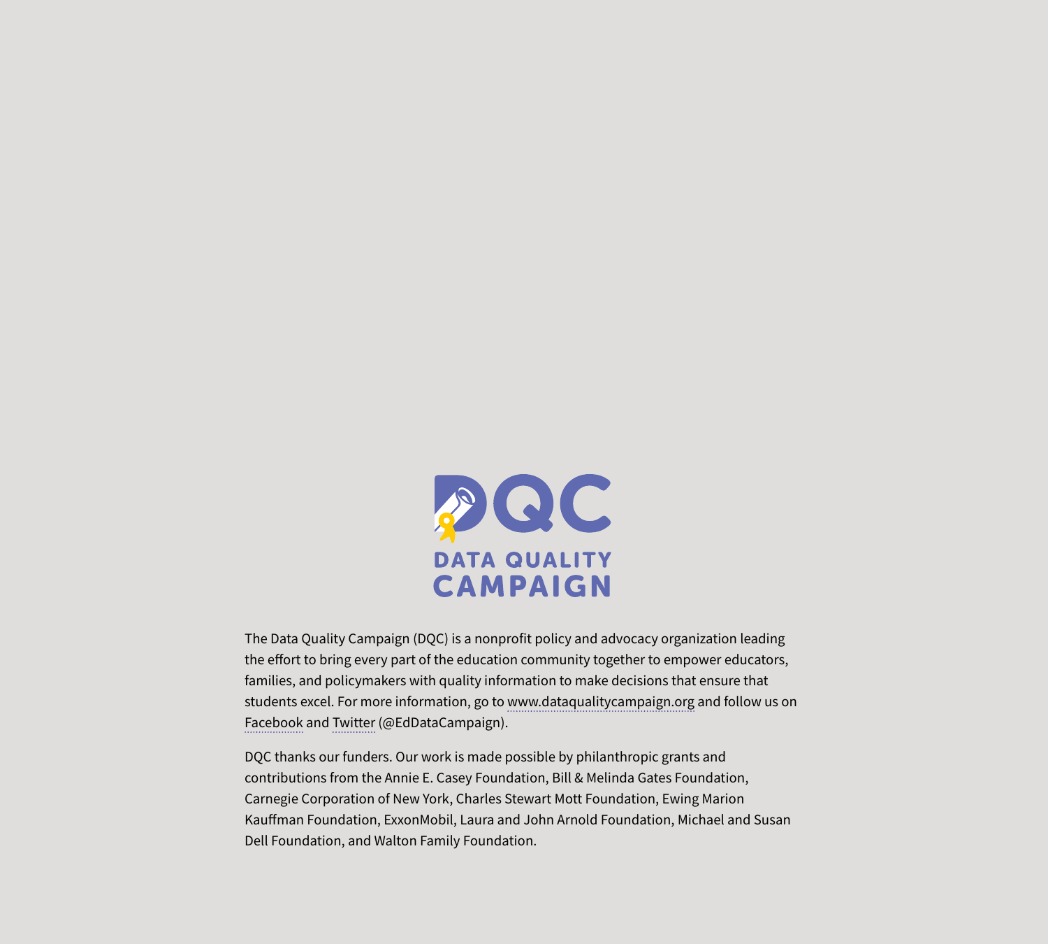DQC

DATA QUALITY CAMPAIGN

The Data Quality Campaign (DQC) is a nonprofit policy and advocacy organization leading the effort to bring every part of the education community together to empower educators, families, and policymakers with quality information to make decisions that ensure that students excel. For more information, go to www.dataqualitycampaign.org and follow us on Facebook and Twitter (@EdDataCampaign).

DQC thanks our funders. Our work is made possible by philanthropic grants and contributions from the Annie E. Casey Foundation, Bill & Melinda Gates Foundation, Carnegie Corporation of New York, Charles Stewart Mott Foundation, Ewing Marion Kauffman Foundation, ExxonMobil, Laura and John Arnold Foundation, Michael and Susan Dell Foundation, and Walton Family Foundation.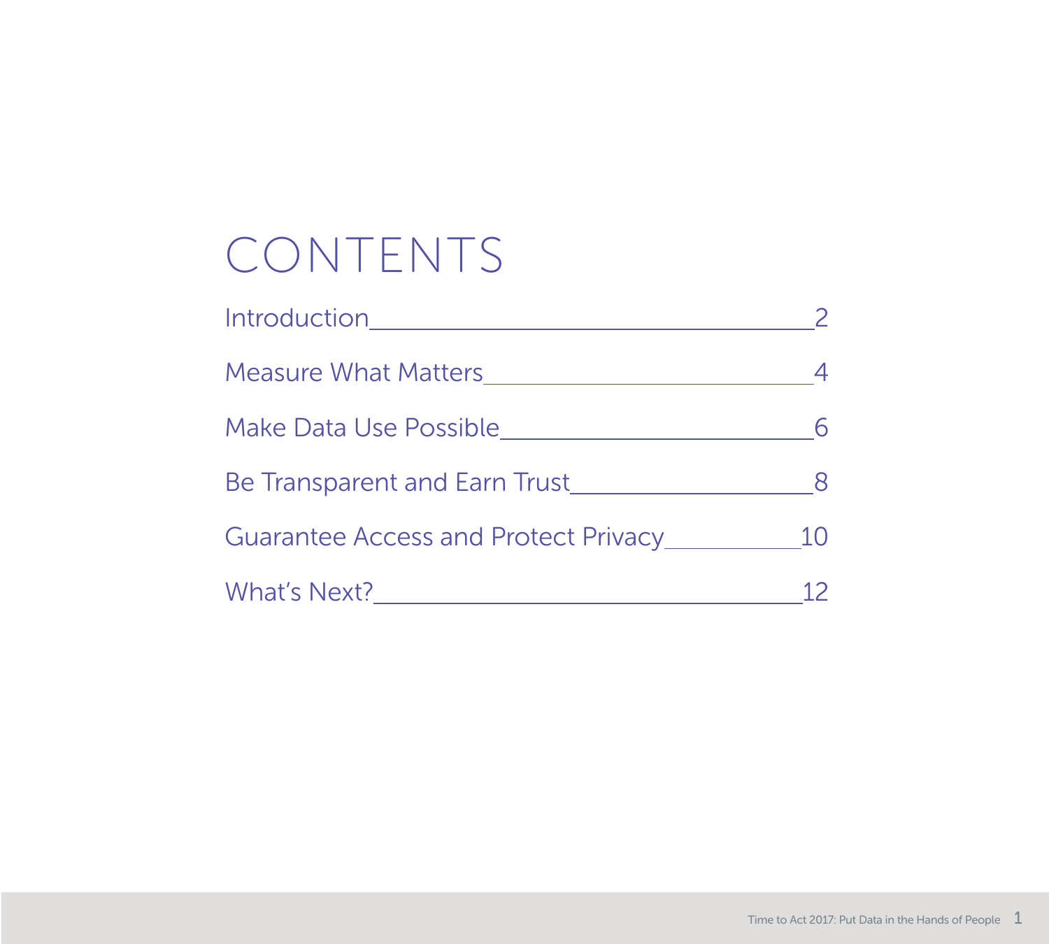# CONTENTS

| | |
|---|---|
| Introduction | 2 |
| Measure What Matters | 4 |
| Make Data Use Possible | 6 |
| Be Transparent and Earn Trust | 8 |
| Guarantee Access and Protect Privacy | 10 |
| What's Next? | 12 |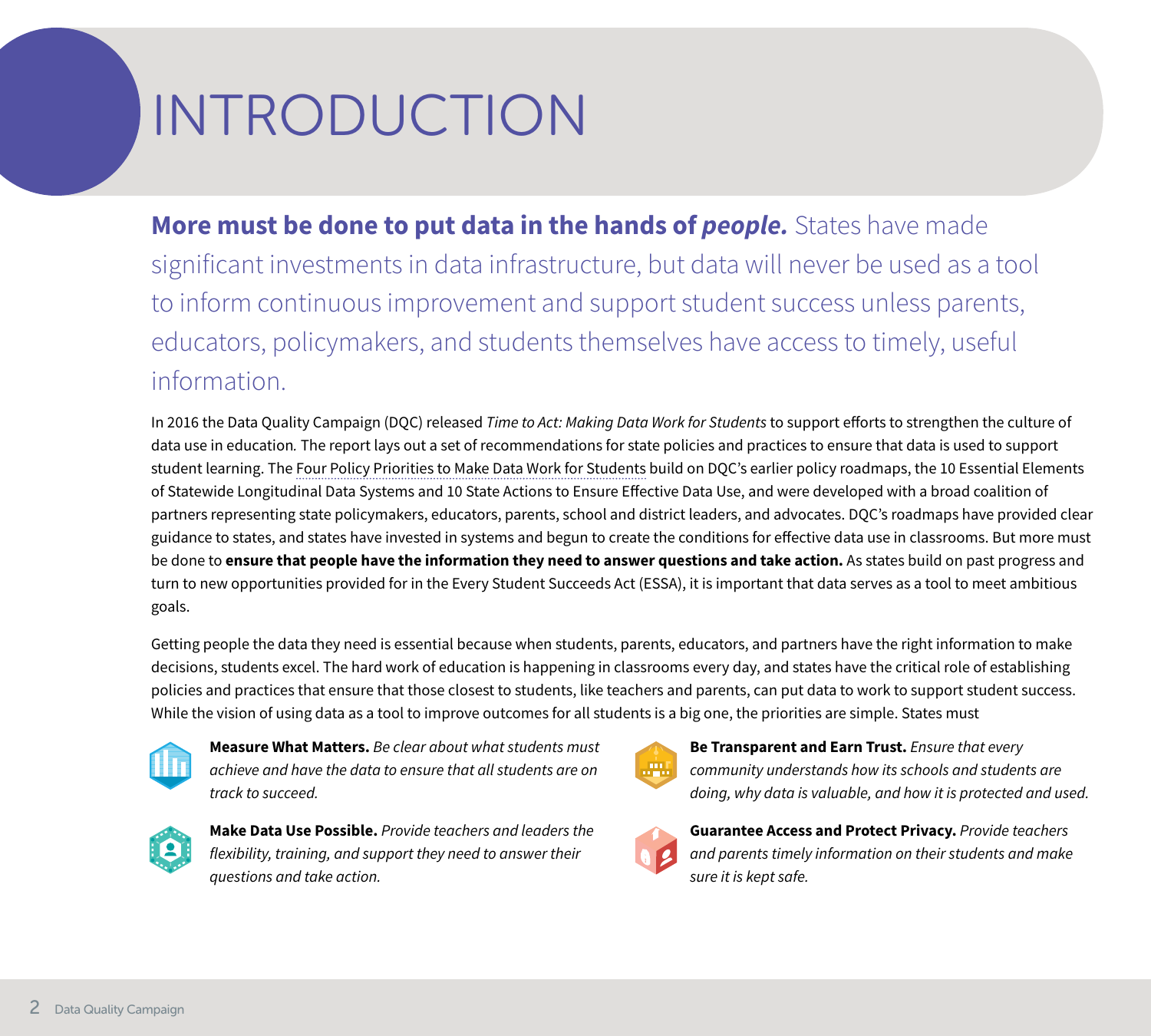# INTRODUCTION

**More must be done to put data in the hands of *people.*** States have made significant investments in data infrastructure, but data will never be used as a tool to inform continuous improvement and support student success unless parents, educators, policymakers, and students themselves have access to timely, useful information.

In 2016 the Data Quality Campaign (DQC) released *Time to Act: Making Data Work for Students* to support efforts to strengthen the culture of data use in education. The report lays out a set of recommendations for state policies and practices to ensure that data is used to support student learning. The Four Policy Priorities to Make Data Work for Students build on DQC's earlier policy roadmaps, the 10 Essential Elements of Statewide Longitudinal Data Systems and 10 State Actions to Ensure Effective Data Use, and were developed with a broad coalition of partners representing state policymakers, educators, parents, school and district leaders, and advocates. DQC's roadmaps have provided clear guidance to states, and states have invested in systems and begun to create the conditions for effective data use in classrooms. But more must be done to **ensure that people have the information they need to answer questions and take action.** As states build on past progress and turn to new opportunities provided for in the Every Student Succeeds Act (ESSA), it is important that data serves as a tool to meet ambitious goals.

Getting people the data they need is essential because when students, parents, educators, and partners have the right information to make decisions, students excel. The hard work of education is happening in classrooms every day, and states have the critical role of establishing policies and practices that ensure that those closest to students, like teachers and parents, can put data to work to support student success. While the vision of using data as a tool to improve outcomes for all students is a big one, the priorities are simple. States must

- **Measure What Matters.** *Be clear about what students must achieve and have the data to ensure that all students are on track to succeed.*
- **Make Data Use Possible.** *Provide teachers and leaders the flexibility, training, and support they need to answer their questions and take action.*
- **Be Transparent and Earn Trust.** *Ensure that every community understands how its schools and students are doing, why data is valuable, and how it is protected and used.*
- **Guarantee Access and Protect Privacy.** *Provide teachers and parents timely information on their students and make sure it is kept safe.*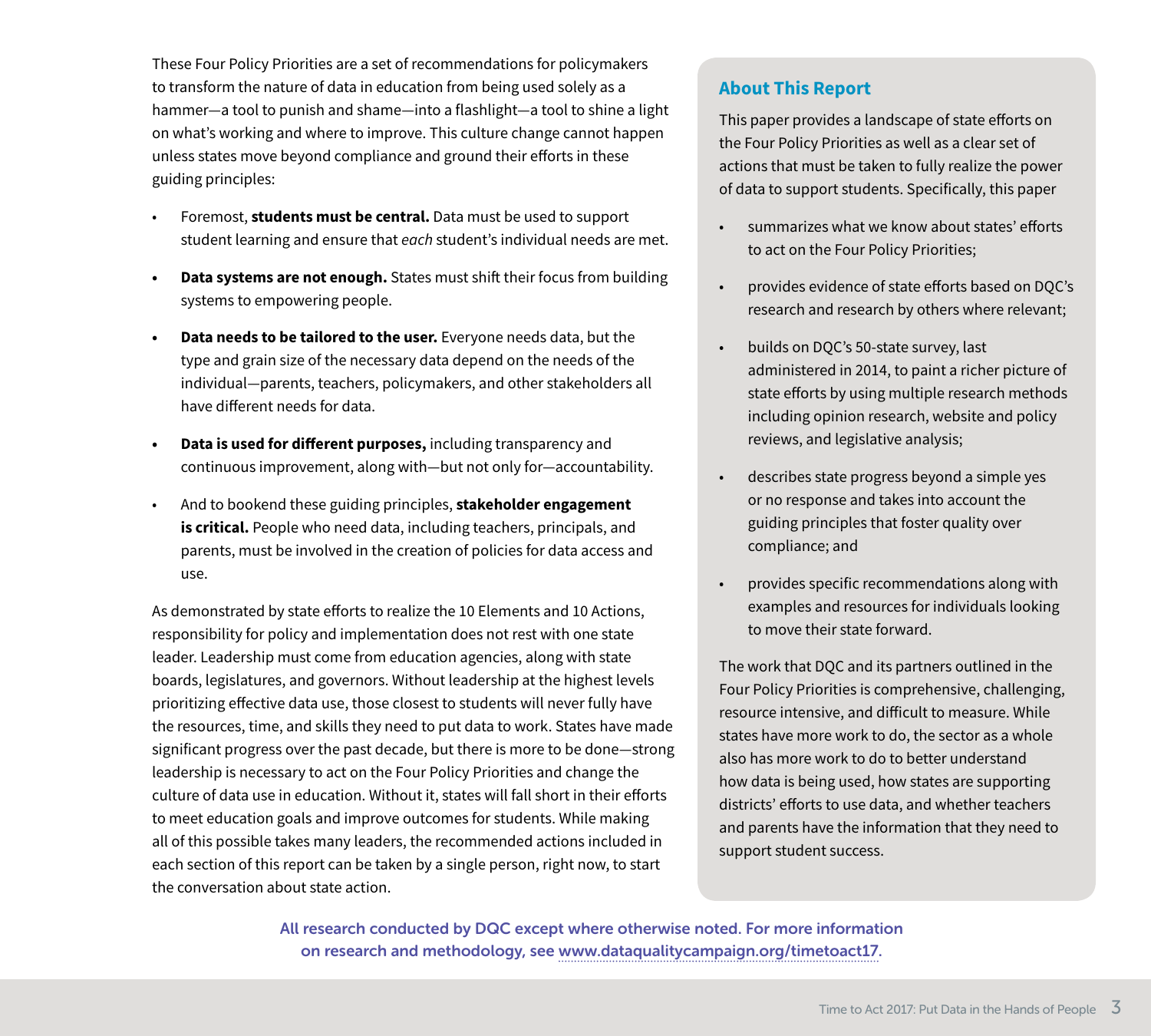These Four Policy Priorities are a set of recommendations for policymakers to transform the nature of data in education from being used solely as a hammer—a tool to punish and shame—into a flashlight—a tool to shine a light on what's working and where to improve. This culture change cannot happen unless states move beyond compliance and ground their efforts in these guiding principles:

- Foremost, **students must be central.** Data must be used to support student learning and ensure that *each* student's individual needs are met.
- **Data systems are not enough.** States must shift their focus from building systems to empowering people.
- **Data needs to be tailored to the user.** Everyone needs data, but the type and grain size of the necessary data depend on the needs of the individual—parents, teachers, policymakers, and other stakeholders all have different needs for data.
- **Data is used for different purposes,** including transparency and continuous improvement, along with—but not only for—accountability.
- And to bookend these guiding principles, **stakeholder engagement is critical.** People who need data, including teachers, principals, and parents, must be involved in the creation of policies for data access and use.

As demonstrated by state efforts to realize the 10 Elements and 10 Actions, responsibility for policy and implementation does not rest with one state leader. Leadership must come from education agencies, along with state boards, legislatures, and governors. Without leadership at the highest levels prioritizing effective data use, those closest to students will never fully have the resources, time, and skills they need to put data to work. States have made significant progress over the past decade, but there is more to be done—strong leadership is necessary to act on the Four Policy Priorities and change the culture of data use in education. Without it, states will fall short in their efforts to meet education goals and improve outcomes for students. While making all of this possible takes many leaders, the recommended actions included in each section of this report can be taken by a single person, right now, to start the conversation about state action.

## About This Report

This paper provides a landscape of state efforts on the Four Policy Priorities as well as a clear set of actions that must be taken to fully realize the power of data to support students. Specifically, this paper

- summarizes what we know about states' efforts to act on the Four Policy Priorities;
- provides evidence of state efforts based on DQC's research and research by others where relevant;
- builds on DQC's 50-state survey, last administered in 2014, to paint a richer picture of state efforts by using multiple research methods including opinion research, website and policy reviews, and legislative analysis;
- describes state progress beyond a simple yes or no response and takes into account the guiding principles that foster quality over compliance; and
- provides specific recommendations along with examples and resources for individuals looking to move their state forward.

The work that DQC and its partners outlined in the Four Policy Priorities is comprehensive, challenging, resource intensive, and difficult to measure. While states have more work to do, the sector as a whole also has more work to do to better understand how data is being used, how states are supporting districts' efforts to use data, and whether teachers and parents have the information that they need to support student success.

All research conducted by DQC except where otherwise noted. For more information on research and methodology, see www.dataqualitycampaign.org/timetoact17.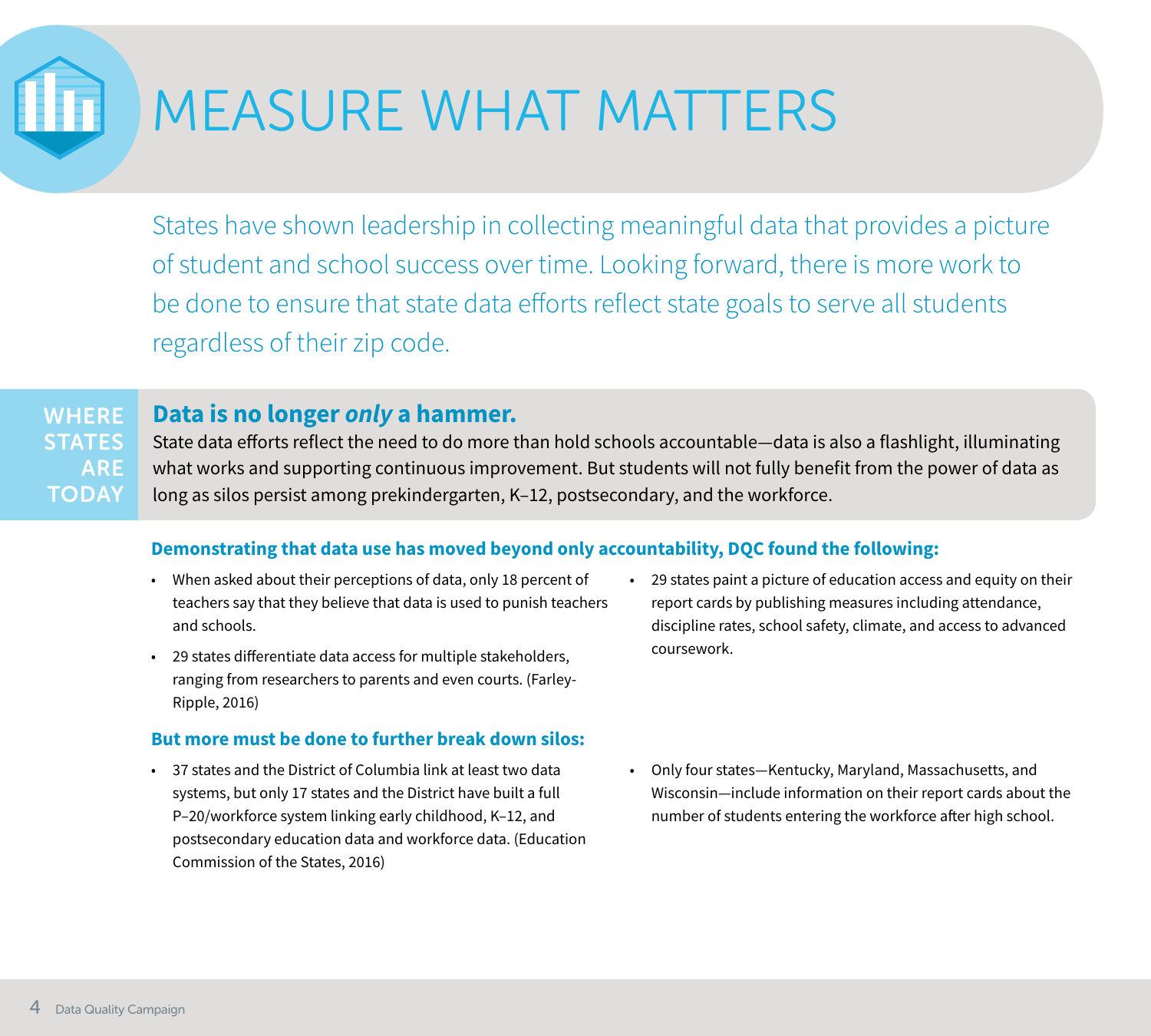# MEASURE WHAT MATTERS

States have shown leadership in collecting meaningful data that provides a picture of student and school success over time. Looking forward, there is more work to be done to ensure that state data efforts reflect state goals to serve all students regardless of their zip code.

## WHERE STATES ARE TODAY

### Data is no longer *only* a hammer.

State data efforts reflect the need to do more than hold schools accountable—data is also a flashlight, illuminating what works and supporting continuous improvement. But students will not fully benefit from the power of data as long as silos persist among prekindergarten, K–12, postsecondary, and the workforce.

**Demonstrating that data use has moved beyond only accountability, DQC found the following:**

- When asked about their perceptions of data, only 18 percent of teachers say that they believe that data is used to punish teachers and schools.
- 29 states differentiate data access for multiple stakeholders, ranging from researchers to parents and even courts. (Farley-Ripple, 2016)
- 29 states paint a picture of education access and equity on their report cards by publishing measures including attendance, discipline rates, school safety, climate, and access to advanced coursework.

**But more must be done to further break down silos:**

- 37 states and the District of Columbia link at least two data systems, but only 17 states and the District have built a full P–20/workforce system linking early childhood, K–12, and postsecondary education data and workforce data. (Education Commission of the States, 2016)
- Only four states—Kentucky, Maryland, Massachusetts, and Wisconsin—include information on their report cards about the number of students entering the workforce after high school.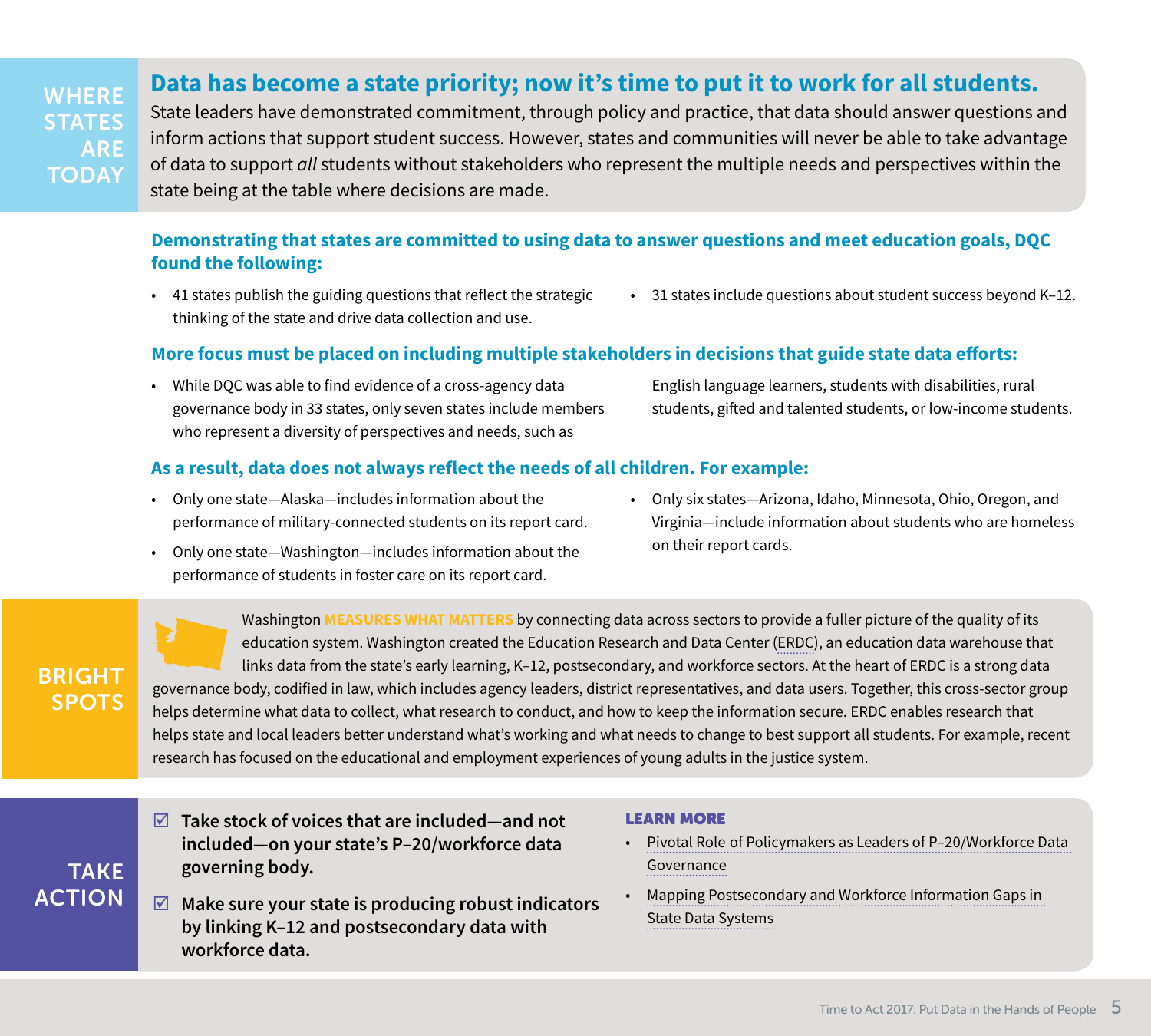## WHERE STATES ARE TODAY

### Data has become a state priority; now it's time to put it to work for all students.

State leaders have demonstrated commitment, through policy and practice, that data should answer questions and inform actions that support student success. However, states and communities will never be able to take advantage of data to support *all* students without stakeholders who represent the multiple needs and perspectives within the state being at the table where decisions are made.

**Demonstrating that states are committed to using data to answer questions and meet education goals, DQC found the following:**

- 41 states publish the guiding questions that reflect the strategic thinking of the state and drive data collection and use.
- 31 states include questions about student success beyond K–12.

**More focus must be placed on including multiple stakeholders in decisions that guide state data efforts:**

- While DQC was able to find evidence of a cross-agency data governance body in 33 states, only seven states include members who represent a diversity of perspectives and needs, such as English language learners, students with disabilities, rural students, gifted and talented students, or low-income students.

**As a result, data does not always reflect the needs of all children. For example:**

- Only one state—Alaska—includes information about the performance of military-connected students on its report card.
- Only one state—Washington—includes information about the performance of students in foster care on its report card.
- Only six states—Arizona, Idaho, Minnesota, Ohio, Oregon, and Virginia—include information about students who are homeless on their report cards.

## BRIGHT SPOTS

Washington **MEASURES WHAT MATTERS** by connecting data across sectors to provide a fuller picture of the quality of its education system. Washington created the Education Research and Data Center (ERDC), an education data warehouse that links data from the state's early learning, K–12, postsecondary, and workforce sectors. At the heart of ERDC is a strong data governance body, codified in law, which includes agency leaders, district representatives, and data users. Together, this cross-sector group helps determine what data to collect, what research to conduct, and how to keep the information secure. ERDC enables research that helps state and local leaders better understand what's working and what needs to change to best support all students. For example, recent research has focused on the educational and employment experiences of young adults in the justice system.

## TAKE ACTION

- ☑ **Take stock of voices that are included—and not included—on your state's P–20/workforce data governing body.**
- ☑ **Make sure your state is producing robust indicators by linking K–12 and postsecondary data with workforce data.**

**LEARN MORE**

- Pivotal Role of Policymakers as Leaders of P–20/Workforce Data Governance
- Mapping Postsecondary and Workforce Information Gaps in State Data Systems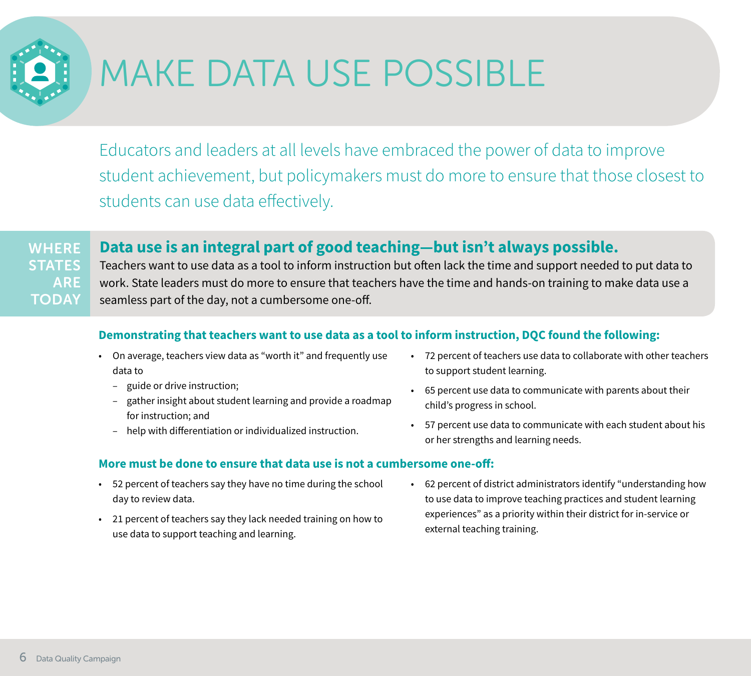# MAKE DATA USE POSSIBLE

Educators and leaders at all levels have embraced the power of data to improve student achievement, but policymakers must do more to ensure that those closest to students can use data effectively.

## WHERE STATES ARE TODAY

### Data use is an integral part of good teaching—but isn't always possible.

Teachers want to use data as a tool to inform instruction but often lack the time and support needed to put data to work. State leaders must do more to ensure that teachers have the time and hands-on training to make data use a seamless part of the day, not a cumbersome one-off.

**Demonstrating that teachers want to use data as a tool to inform instruction, DQC found the following:**

- On average, teachers view data as "worth it" and frequently use data to
  - guide or drive instruction;
  - gather insight about student learning and provide a roadmap for instruction; and
  - help with differentiation or individualized instruction.
- 72 percent of teachers use data to collaborate with other teachers to support student learning.
- 65 percent use data to communicate with parents about their child's progress in school.
- 57 percent use data to communicate with each student about his or her strengths and learning needs.

**More must be done to ensure that data use is not a cumbersome one-off:**

- 52 percent of teachers say they have no time during the school day to review data.
- 21 percent of teachers say they lack needed training on how to use data to support teaching and learning.
- 62 percent of district administrators identify "understanding how to use data to improve teaching practices and student learning experiences" as a priority within their district for in-service or external teaching training.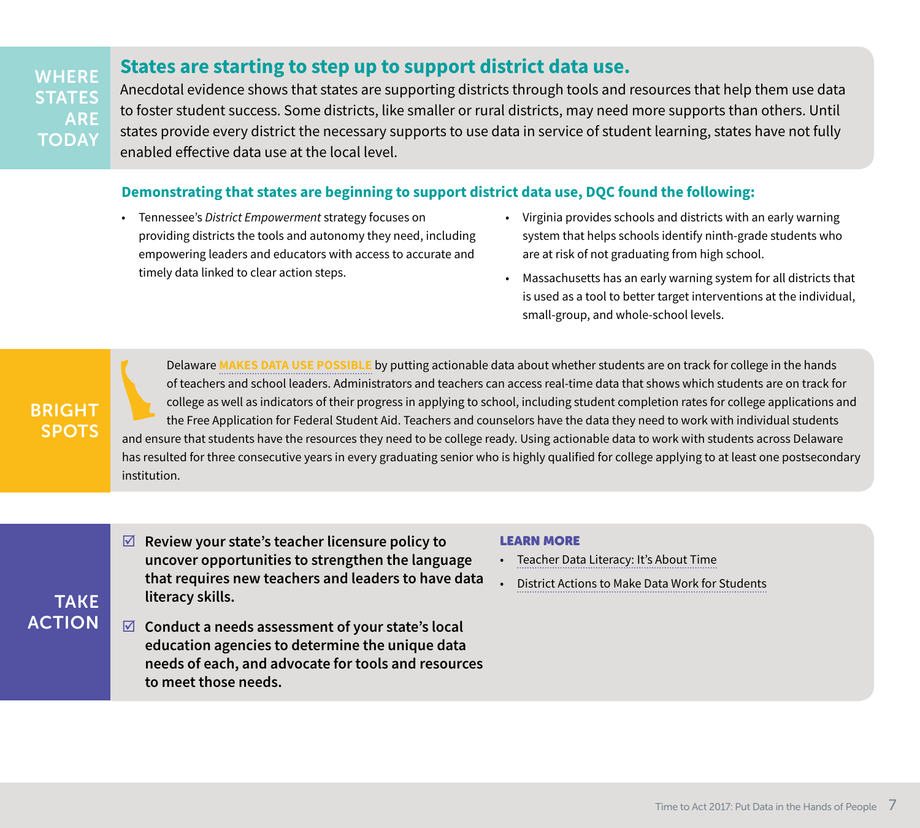## WHERE STATES ARE TODAY

### States are starting to step up to support district data use.

Anecdotal evidence shows that states are supporting districts through tools and resources that help them use data to foster student success. Some districts, like smaller or rural districts, may need more supports than others. Until states provide every district the necessary supports to use data in service of student learning, states have not fully enabled effective data use at the local level.

**Demonstrating that states are beginning to support district data use, DQC found the following:**

- Tennessee's *District Empowerment* strategy focuses on providing districts the tools and autonomy they need, including empowering leaders and educators with access to accurate and timely data linked to clear action steps.
- Virginia provides schools and districts with an early warning system that helps schools identify ninth-grade students who are at risk of not graduating from high school.
- Massachusetts has an early warning system for all districts that is used as a tool to better target interventions at the individual, small-group, and whole-school levels.

## BRIGHT SPOTS

Delaware **MAKES DATA USE POSSIBLE** by putting actionable data about whether students are on track for college in the hands of teachers and school leaders. Administrators and teachers can access real-time data that shows which students are on track for college as well as indicators of their progress in applying to school, including student completion rates for college applications and the Free Application for Federal Student Aid. Teachers and counselors have the data they need to work with individual students and ensure that students have the resources they need to be college ready. Using actionable data to work with students across Delaware has resulted for three consecutive years in every graduating senior who is highly qualified for college applying to at least one postsecondary institution.

## TAKE ACTION

- ☑ **Review your state's teacher licensure policy to uncover opportunities to strengthen the language that requires new teachers and leaders to have data literacy skills.**
- ☑ **Conduct a needs assessment of your state's local education agencies to determine the unique data needs of each, and advocate for tools and resources to meet those needs.**

**LEARN MORE**

- Teacher Data Literacy: It's About Time
- District Actions to Make Data Work for Students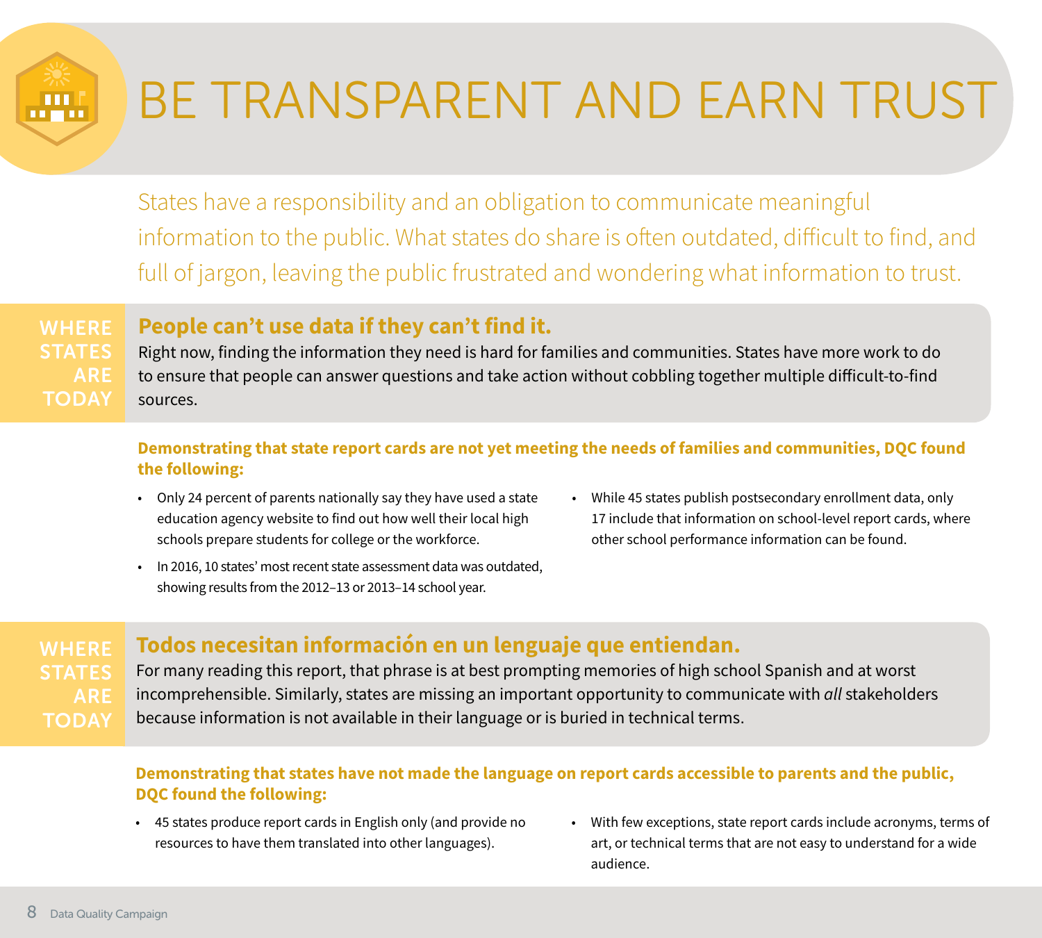# BE TRANSPARENT AND EARN TRUST

States have a responsibility and an obligation to communicate meaningful information to the public. What states do share is often outdated, difficult to find, and full of jargon, leaving the public frustrated and wondering what information to trust.

**WHERE STATES ARE TODAY**

## People can't use data if they can't find it.

Right now, finding the information they need is hard for families and communities. States have more work to do to ensure that people can answer questions and take action without cobbling together multiple difficult-to-find sources.

**Demonstrating that state report cards are not yet meeting the needs of families and communities, DQC found the following:**

- Only 24 percent of parents nationally say they have used a state education agency website to find out how well their local high schools prepare students for college or the workforce.
- In 2016, 10 states' most recent state assessment data was outdated, showing results from the 2012–13 or 2013–14 school year.
- While 45 states publish postsecondary enrollment data, only 17 include that information on school-level report cards, where other school performance information can be found.

**WHERE STATES ARE TODAY**

## Todos necesitan información en un lenguaje que entiendan.

For many reading this report, that phrase is at best prompting memories of high school Spanish and at worst incomprehensible. Similarly, states are missing an important opportunity to communicate with *all* stakeholders because information is not available in their language or is buried in technical terms.

**Demonstrating that states have not made the language on report cards accessible to parents and the public, DQC found the following:**

- 45 states produce report cards in English only (and provide no resources to have them translated into other languages).
- With few exceptions, state report cards include acronyms, terms of art, or technical terms that are not easy to understand for a wide audience.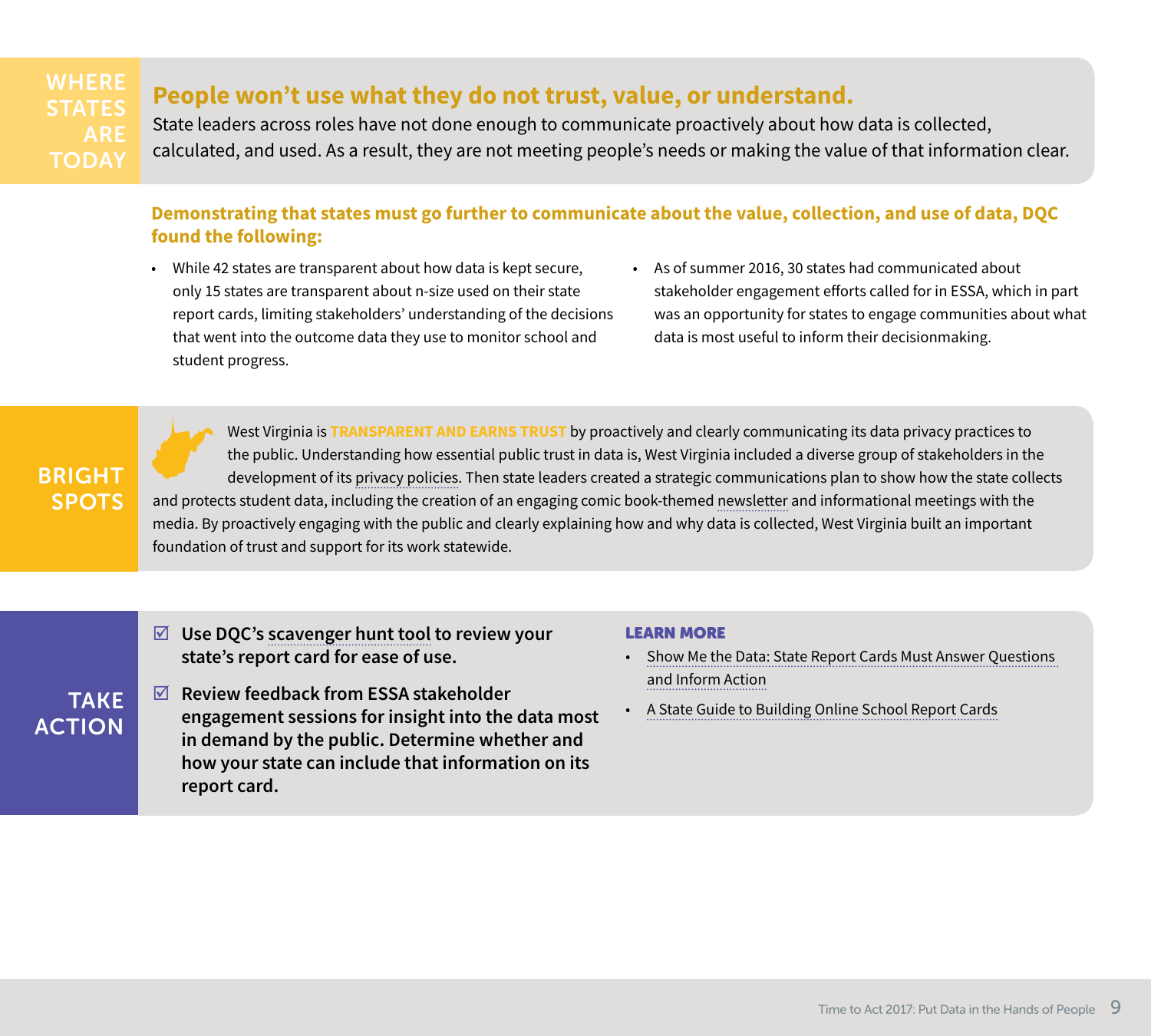## WHERE STATES ARE TODAY

### People won't use what they do not trust, value, or understand.

State leaders across roles have not done enough to communicate proactively about how data is collected, calculated, and used. As a result, they are not meeting people's needs or making the value of that information clear.

**Demonstrating that states must go further to communicate about the value, collection, and use of data, DQC found the following:**

- While 42 states are transparent about how data is kept secure, only 15 states are transparent about n-size used on their state report cards, limiting stakeholders' understanding of the decisions that went into the outcome data they use to monitor school and student progress.
- As of summer 2016, 30 states had communicated about stakeholder engagement efforts called for in ESSA, which in part was an opportunity for states to engage communities about what data is most useful to inform their decisionmaking.

## BRIGHT SPOTS

West Virginia is **TRANSPARENT AND EARNS TRUST** by proactively and clearly communicating its data privacy practices to the public. Understanding how essential public trust in data is, West Virginia included a diverse group of stakeholders in the development of its privacy policies. Then state leaders created a strategic communications plan to show how the state collects and protects student data, including the creation of an engaging comic book-themed newsletter and informational meetings with the media. By proactively engaging with the public and clearly explaining how and why data is collected, West Virginia built an important foundation of trust and support for its work statewide.

## TAKE ACTION

- ☑ **Use DQC's scavenger hunt tool to review your state's report card for ease of use.**
- ☑ **Review feedback from ESSA stakeholder engagement sessions for insight into the data most in demand by the public. Determine whether and how your state can include that information on its report card.**

**LEARN MORE**

- Show Me the Data: State Report Cards Must Answer Questions and Inform Action
- A State Guide to Building Online School Report Cards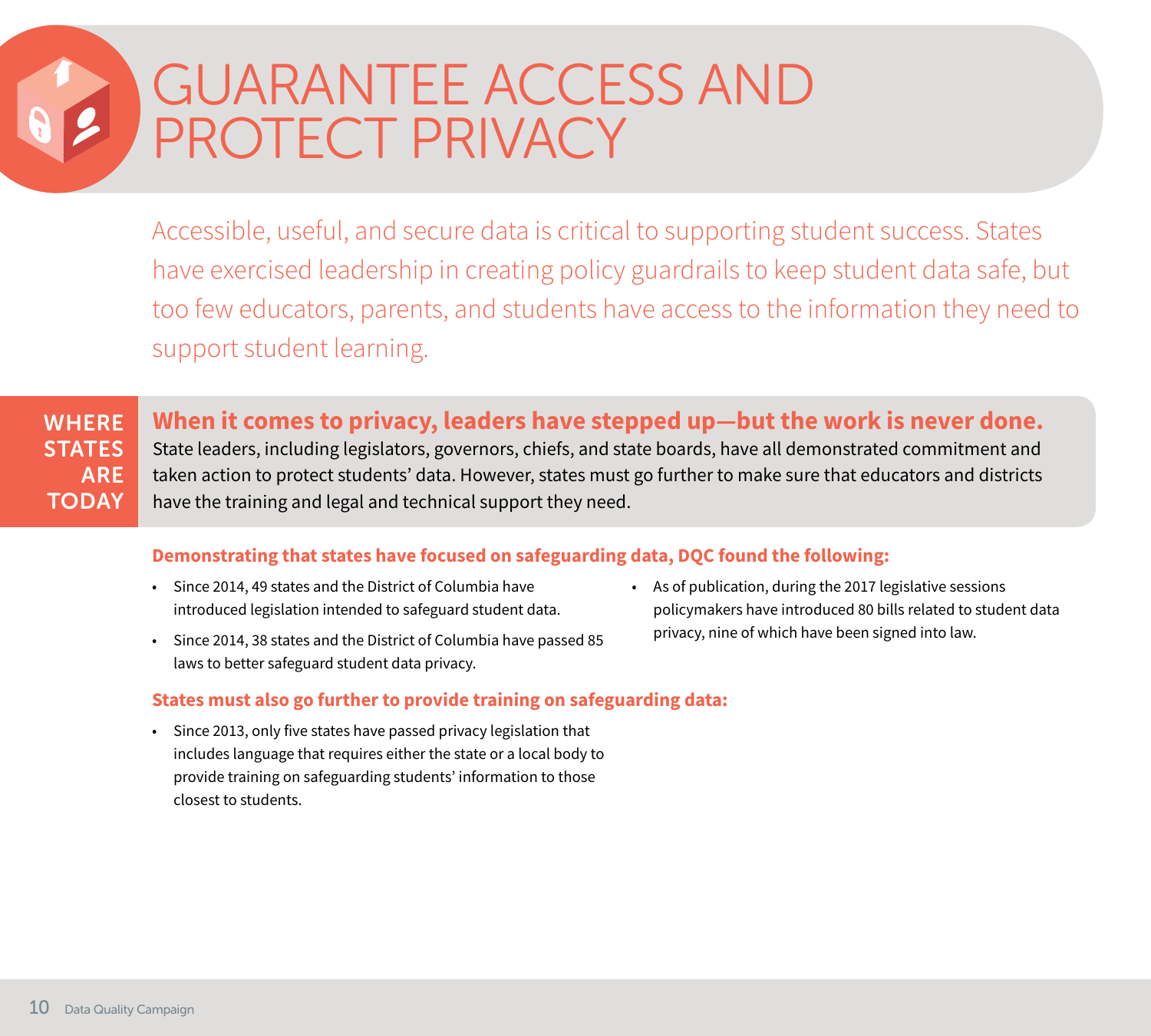# GUARANTEE ACCESS AND PROTECT PRIVACY

Accessible, useful, and secure data is critical to supporting student success. States have exercised leadership in creating policy guardrails to keep student data safe, but too few educators, parents, and students have access to the information they need to support student learning.

## WHERE STATES ARE TODAY

**When it comes to privacy, leaders have stepped up—but the work is never done.**
State leaders, including legislators, governors, chiefs, and state boards, have all demonstrated commitment and taken action to protect students' data. However, states must go further to make sure that educators and districts have the training and legal and technical support they need.

**Demonstrating that states have focused on safeguarding data, DQC found the following:**

- Since 2014, 49 states and the District of Columbia have introduced legislation intended to safeguard student data.
- Since 2014, 38 states and the District of Columbia have passed 85 laws to better safeguard student data privacy.
- As of publication, during the 2017 legislative sessions policymakers have introduced 80 bills related to student data privacy, nine of which have been signed into law.

**States must also go further to provide training on safeguarding data:**

- Since 2013, only five states have passed privacy legislation that includes language that requires either the state or a local body to provide training on safeguarding students' information to those closest to students.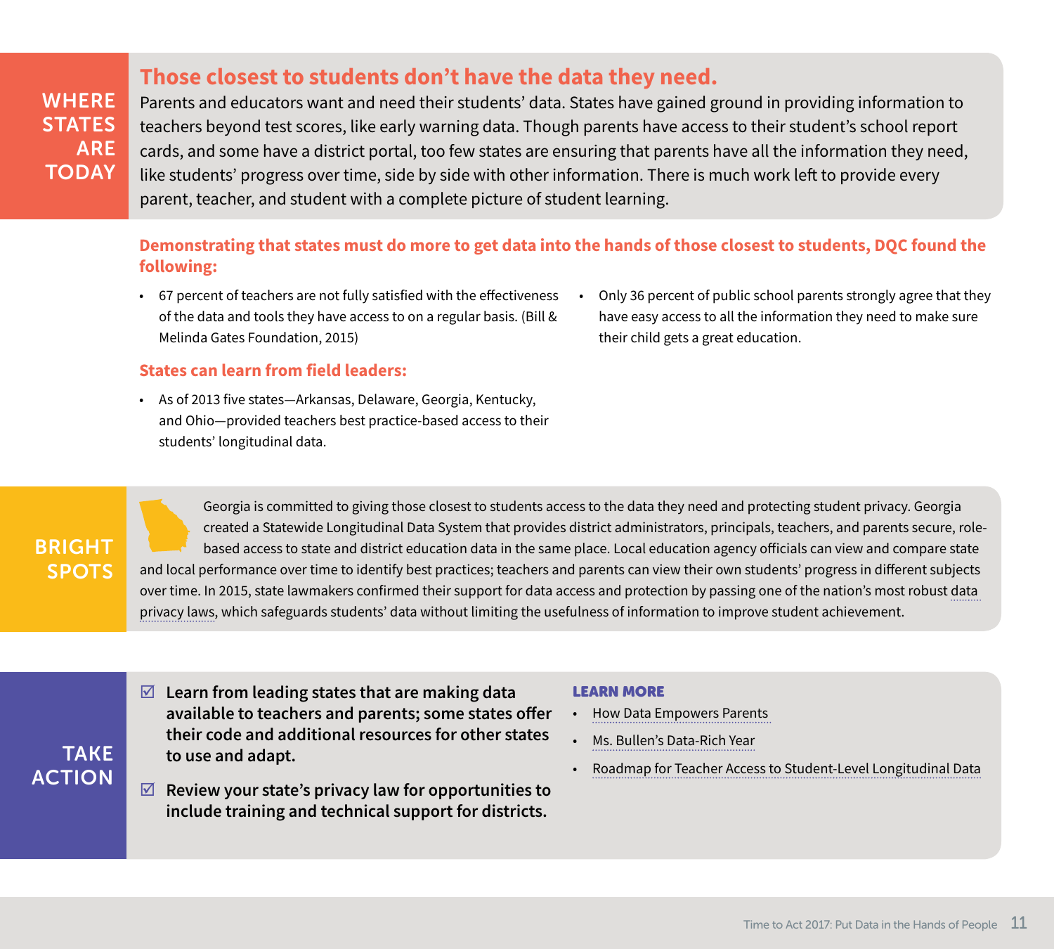## WHERE STATES ARE TODAY

### Those closest to students don't have the data they need.

Parents and educators want and need their students' data. States have gained ground in providing information to teachers beyond test scores, like early warning data. Though parents have access to their student's school report cards, and some have a district portal, too few states are ensuring that parents have all the information they need, like students' progress over time, side by side with other information. There is much work left to provide every parent, teacher, and student with a complete picture of student learning.

**Demonstrating that states must do more to get data into the hands of those closest to students, DQC found the following:**

- 67 percent of teachers are not fully satisfied with the effectiveness of the data and tools they have access to on a regular basis. (Bill & Melinda Gates Foundation, 2015)
- Only 36 percent of public school parents strongly agree that they have easy access to all the information they need to make sure their child gets a great education.

**States can learn from field leaders:**

- As of 2013 five states—Arkansas, Delaware, Georgia, Kentucky, and Ohio—provided teachers best practice-based access to their students' longitudinal data.

## BRIGHT SPOTS

Georgia is committed to giving those closest to students access to the data they need and protecting student privacy. Georgia created a Statewide Longitudinal Data System that provides district administrators, principals, teachers, and parents secure, role-based access to state and district education data in the same place. Local education agency officials can view and compare state and local performance over time to identify best practices; teachers and parents can view their own students' progress in different subjects over time. In 2015, state lawmakers confirmed their support for data access and protection by passing one of the nation's most robust data privacy laws, which safeguards students' data without limiting the usefulness of information to improve student achievement.

## TAKE ACTION

- ☑ **Learn from leading states that are making data available to teachers and parents; some states offer their code and additional resources for other states to use and adapt.**
- ☑ **Review your state's privacy law for opportunities to include training and technical support for districts.**

**LEARN MORE**

- How Data Empowers Parents
- Ms. Bullen's Data-Rich Year
- Roadmap for Teacher Access to Student-Level Longitudinal Data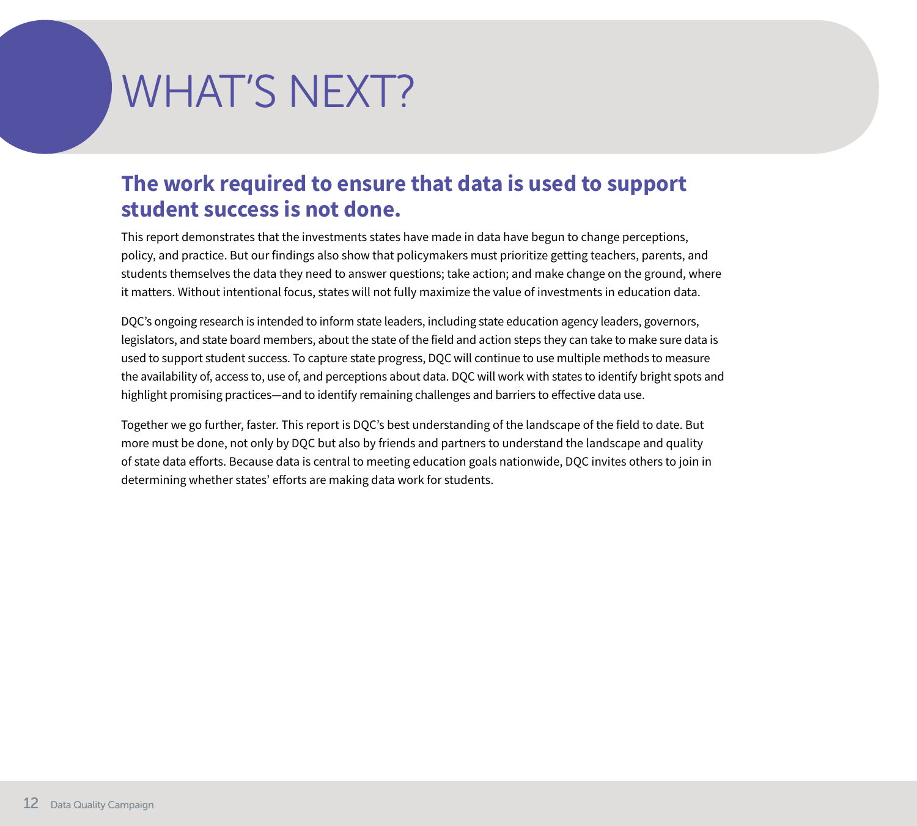# WHAT'S NEXT?

## The work required to ensure that data is used to support student success is not done.

This report demonstrates that the investments states have made in data have begun to change perceptions, policy, and practice. But our findings also show that policymakers must prioritize getting teachers, parents, and students themselves the data they need to answer questions; take action; and make change on the ground, where it matters. Without intentional focus, states will not fully maximize the value of investments in education data.

DQC's ongoing research is intended to inform state leaders, including state education agency leaders, governors, legislators, and state board members, about the state of the field and action steps they can take to make sure data is used to support student success. To capture state progress, DQC will continue to use multiple methods to measure the availability of, access to, use of, and perceptions about data. DQC will work with states to identify bright spots and highlight promising practices—and to identify remaining challenges and barriers to effective data use.

Together we go further, faster. This report is DQC's best understanding of the landscape of the field to date. But more must be done, not only by DQC but also by friends and partners to understand the landscape and quality of state data efforts. Because data is central to meeting education goals nationwide, DQC invites others to join in determining whether states' efforts are making data work for students.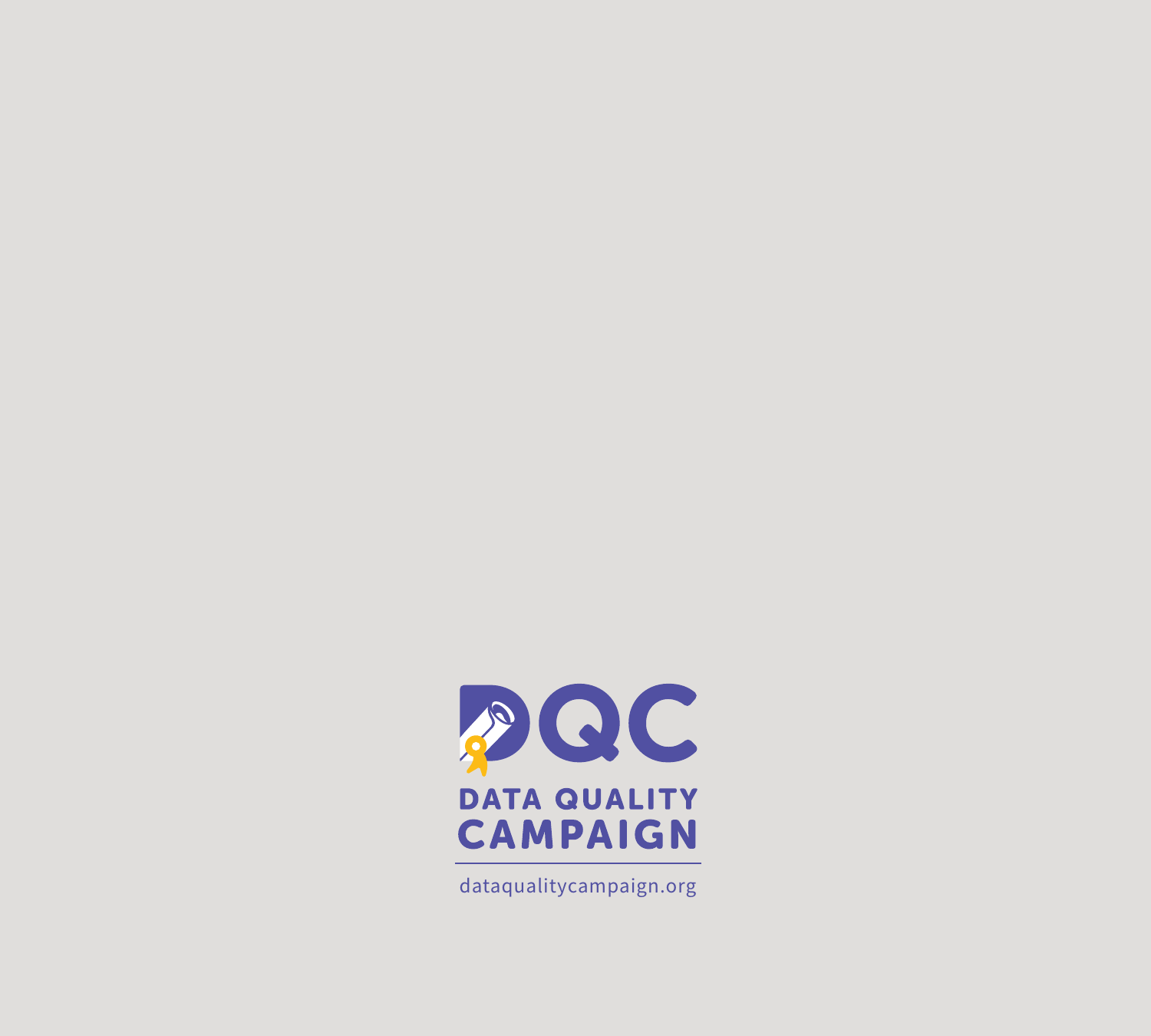DQC

DATA QUALITY
CAMPAIGN

dataqualitycampaign.org